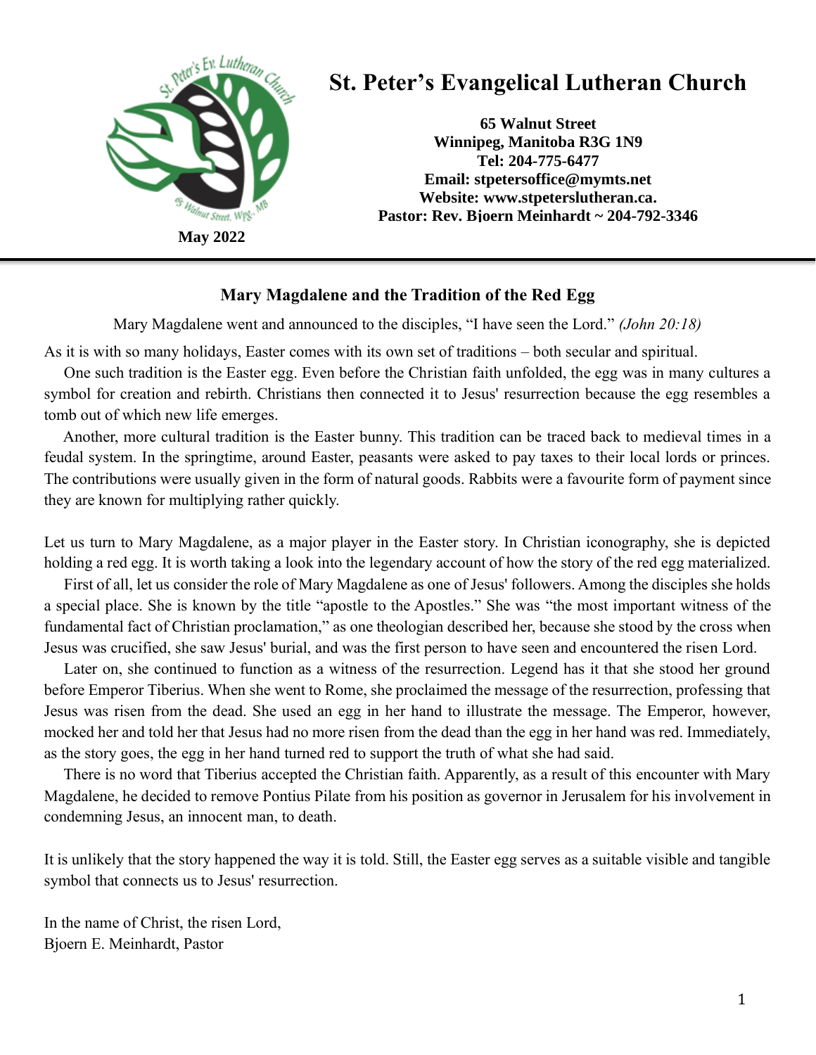# St. Peter's Evangelical Lutheran Church

**65 Walnut Street**
**Winnipeg, Manitoba R3G 1N9**
**Tel: 204-775-6477**
**Email: stpetersoffice@mymts.net**
**Website: www.stpeterslutheran.ca.**
**Pastor: Rev. Bjoern Meinhardt ~ 204-792-3346**

**May 2022**

## Mary Magdalene and the Tradition of the Red Egg

Mary Magdalene went and announced to the disciples, "I have seen the Lord." *(John 20:18)*

As it is with so many holidays, Easter comes with its own set of traditions – both secular and spiritual.

One such tradition is the Easter egg. Even before the Christian faith unfolded, the egg was in many cultures a symbol for creation and rebirth. Christians then connected it to Jesus' resurrection because the egg resembles a tomb out of which new life emerges.

Another, more cultural tradition is the Easter bunny. This tradition can be traced back to medieval times in a feudal system. In the springtime, around Easter, peasants were asked to pay taxes to their local lords or princes. The contributions were usually given in the form of natural goods. Rabbits were a favourite form of payment since they are known for multiplying rather quickly.

Let us turn to Mary Magdalene, as a major player in the Easter story. In Christian iconography, she is depicted holding a red egg. It is worth taking a look into the legendary account of how the story of the red egg materialized.

First of all, let us consider the role of Mary Magdalene as one of Jesus' followers. Among the disciples she holds a special place. She is known by the title "apostle to the Apostles." She was "the most important witness of the fundamental fact of Christian proclamation," as one theologian described her, because she stood by the cross when Jesus was crucified, she saw Jesus' burial, and was the first person to have seen and encountered the risen Lord.

Later on, she continued to function as a witness of the resurrection. Legend has it that she stood her ground before Emperor Tiberius. When she went to Rome, she proclaimed the message of the resurrection, professing that Jesus was risen from the dead. She used an egg in her hand to illustrate the message. The Emperor, however, mocked her and told her that Jesus had no more risen from the dead than the egg in her hand was red. Immediately, as the story goes, the egg in her hand turned red to support the truth of what she had said.

There is no word that Tiberius accepted the Christian faith. Apparently, as a result of this encounter with Mary Magdalene, he decided to remove Pontius Pilate from his position as governor in Jerusalem for his involvement in condemning Jesus, an innocent man, to death.

It is unlikely that the story happened the way it is told. Still, the Easter egg serves as a suitable visible and tangible symbol that connects us to Jesus' resurrection.

In the name of Christ, the risen Lord,
Bjoern E. Meinhardt, Pastor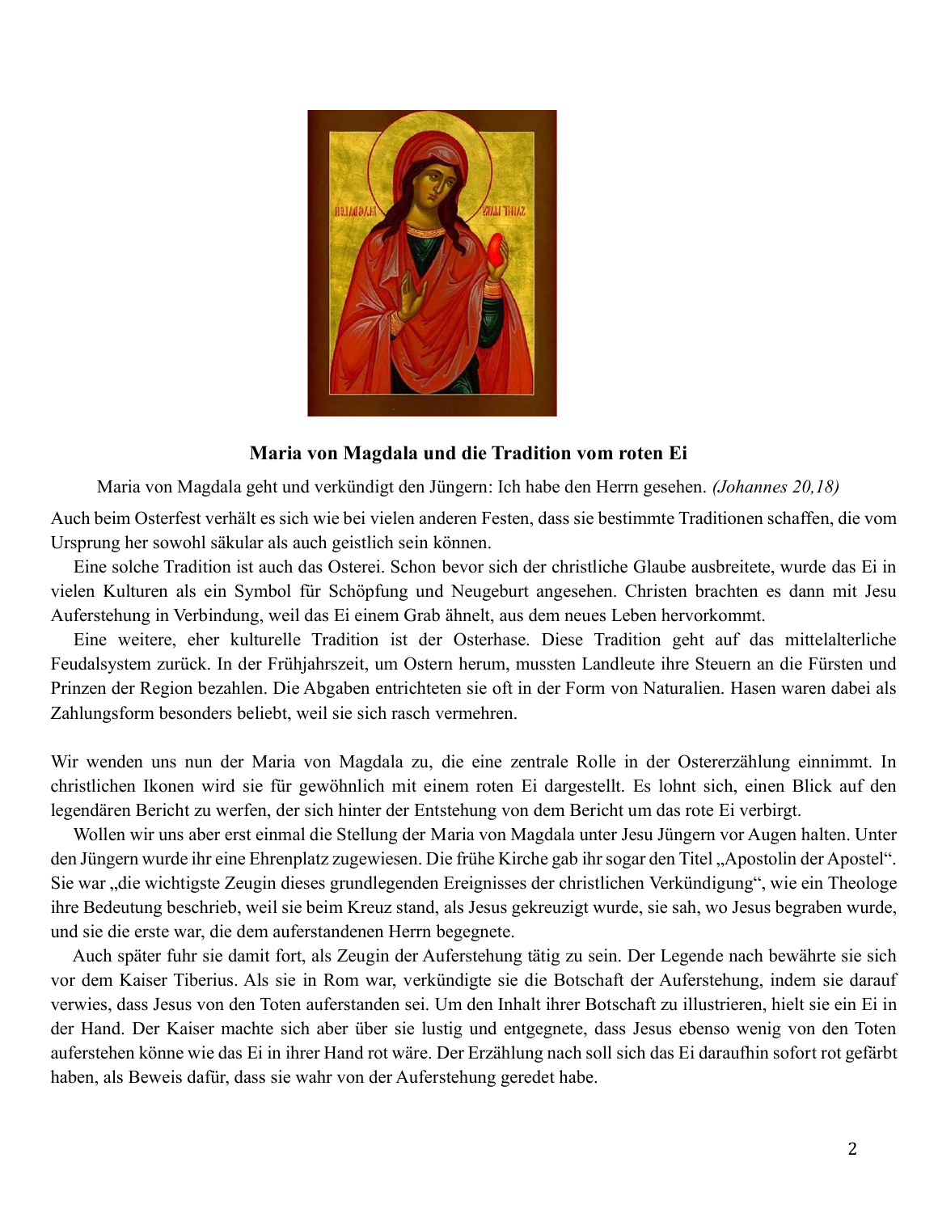**Maria von Magdala und die Tradition vom roten Ei**

Maria von Magdala geht und verkündigt den Jüngern: Ich habe den Herrn gesehen. *(Johannes 20,18)*

Auch beim Osterfest verhält es sich wie bei vielen anderen Festen, dass sie bestimmte Traditionen schaffen, die vom Ursprung her sowohl säkular als auch geistlich sein können.

Eine solche Tradition ist auch das Osterei. Schon bevor sich der christliche Glaube ausbreitete, wurde das Ei in vielen Kulturen als ein Symbol für Schöpfung und Neugeburt angesehen. Christen brachten es dann mit Jesu Auferstehung in Verbindung, weil das Ei einem Grab ähnelt, aus dem neues Leben hervorkommt.

Eine weitere, eher kulturelle Tradition ist der Osterhase. Diese Tradition geht auf das mittelalterliche Feudalsystem zurück. In der Frühjahrszeit, um Ostern herum, mussten Landleute ihre Steuern an die Fürsten und Prinzen der Region bezahlen. Die Abgaben entrichteten sie oft in der Form von Naturalien. Hasen waren dabei als Zahlungsform besonders beliebt, weil sie sich rasch vermehren.

Wir wenden uns nun der Maria von Magdala zu, die eine zentrale Rolle in der Ostererzählung einnimmt. In christlichen Ikonen wird sie für gewöhnlich mit einem roten Ei dargestellt. Es lohnt sich, einen Blick auf den legendären Bericht zu werfen, der sich hinter der Entstehung von dem Bericht um das rote Ei verbirgt.

Wollen wir uns aber erst einmal die Stellung der Maria von Magdala unter Jesu Jüngern vor Augen halten. Unter den Jüngern wurde ihr eine Ehrenplatz zugewiesen. Die frühe Kirche gab ihr sogar den Titel „Apostolin der Apostel". Sie war „die wichtigste Zeugin dieses grundlegenden Ereignisses der christlichen Verkündigung", wie ein Theologe ihre Bedeutung beschrieb, weil sie beim Kreuz stand, als Jesus gekreuzigt wurde, sie sah, wo Jesus begraben wurde, und sie die erste war, die dem auferstandenen Herrn begegnete.

Auch später fuhr sie damit fort, als Zeugin der Auferstehung tätig zu sein. Der Legende nach bewährte sie sich vor dem Kaiser Tiberius. Als sie in Rom war, verkündigte sie die Botschaft der Auferstehung, indem sie darauf verwies, dass Jesus von den Toten auferstanden sei. Um den Inhalt ihrer Botschaft zu illustrieren, hielt sie ein Ei in der Hand. Der Kaiser machte sich aber über sie lustig und entgegnete, dass Jesus ebenso wenig von den Toten auferstehen könne wie das Ei in ihrer Hand rot wäre. Der Erzählung nach soll sich das Ei daraufhin sofort rot gefärbt haben, als Beweis dafür, dass sie wahr von der Auferstehung geredet habe.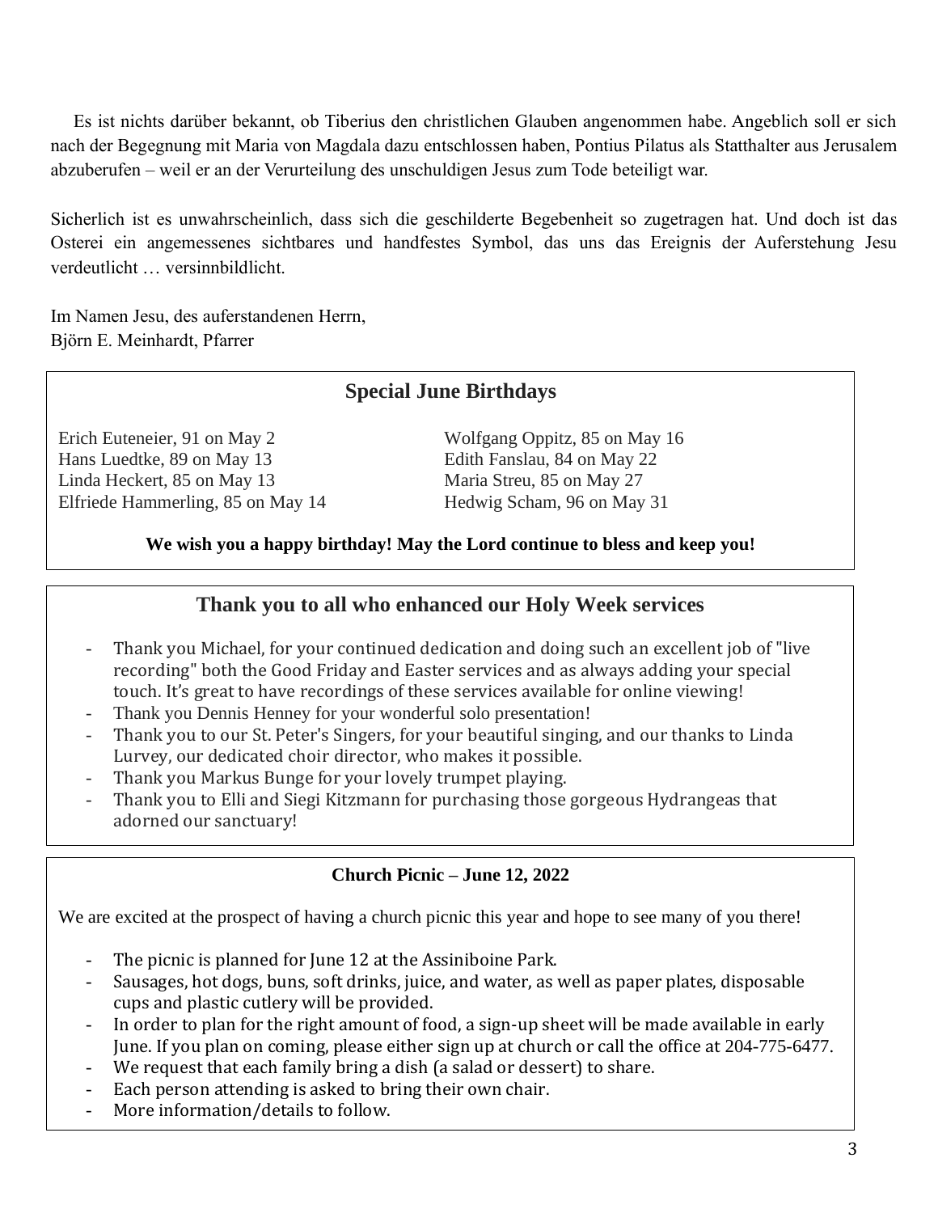Es ist nichts darüber bekannt, ob Tiberius den christlichen Glauben angenommen habe. Angeblich soll er sich nach der Begegnung mit Maria von Magdala dazu entschlossen haben, Pontius Pilatus als Statthalter aus Jerusalem abzuberufen – weil er an der Verurteilung des unschuldigen Jesus zum Tode beteiligt war.

Sicherlich ist es unwahrscheinlich, dass sich die geschilderte Begebenheit so zugetragen hat. Und doch ist das Osterei ein angemessenes sichtbares und handfestes Symbol, das uns das Ereignis der Auferstehung Jesu verdeutlicht … versinnbildlicht.

Im Namen Jesu, des auferstandenen Herrn,
Björn E. Meinhardt, Pfarrer

## Special June Birthdays

Erich Euteneier, 91 on May 2
Hans Luedtke, 89 on May 13
Linda Heckert, 85 on May 13
Elfriede Hammerling, 85 on May 14
Wolfgang Oppitz, 85 on May 16
Edith Fanslau, 84 on May 22
Maria Streu, 85 on May 27
Hedwig Scham, 96 on May 31

**We wish you a happy birthday! May the Lord continue to bless and keep you!**

## Thank you to all who enhanced our Holy Week services

- Thank you Michael, for your continued dedication and doing such an excellent job of "live recording" both the Good Friday and Easter services and as always adding your special touch. It's great to have recordings of these services available for online viewing!
- Thank you Dennis Henney for your wonderful solo presentation!
- Thank you to our St. Peter's Singers, for your beautiful singing, and our thanks to Linda Lurvey, our dedicated choir director, who makes it possible.
- Thank you Markus Bunge for your lovely trumpet playing.
- Thank you to Elli and Siegi Kitzmann for purchasing those gorgeous Hydrangeas that adorned our sanctuary!

## Church Picnic – June 12, 2022

We are excited at the prospect of having a church picnic this year and hope to see many of you there!

- The picnic is planned for June 12 at the Assiniboine Park.
- Sausages, hot dogs, buns, soft drinks, juice, and water, as well as paper plates, disposable cups and plastic cutlery will be provided.
- In order to plan for the right amount of food, a sign-up sheet will be made available in early June. If you plan on coming, please either sign up at church or call the office at 204-775-6477.
- We request that each family bring a dish (a salad or dessert) to share.
- Each person attending is asked to bring their own chair.
- More information/details to follow.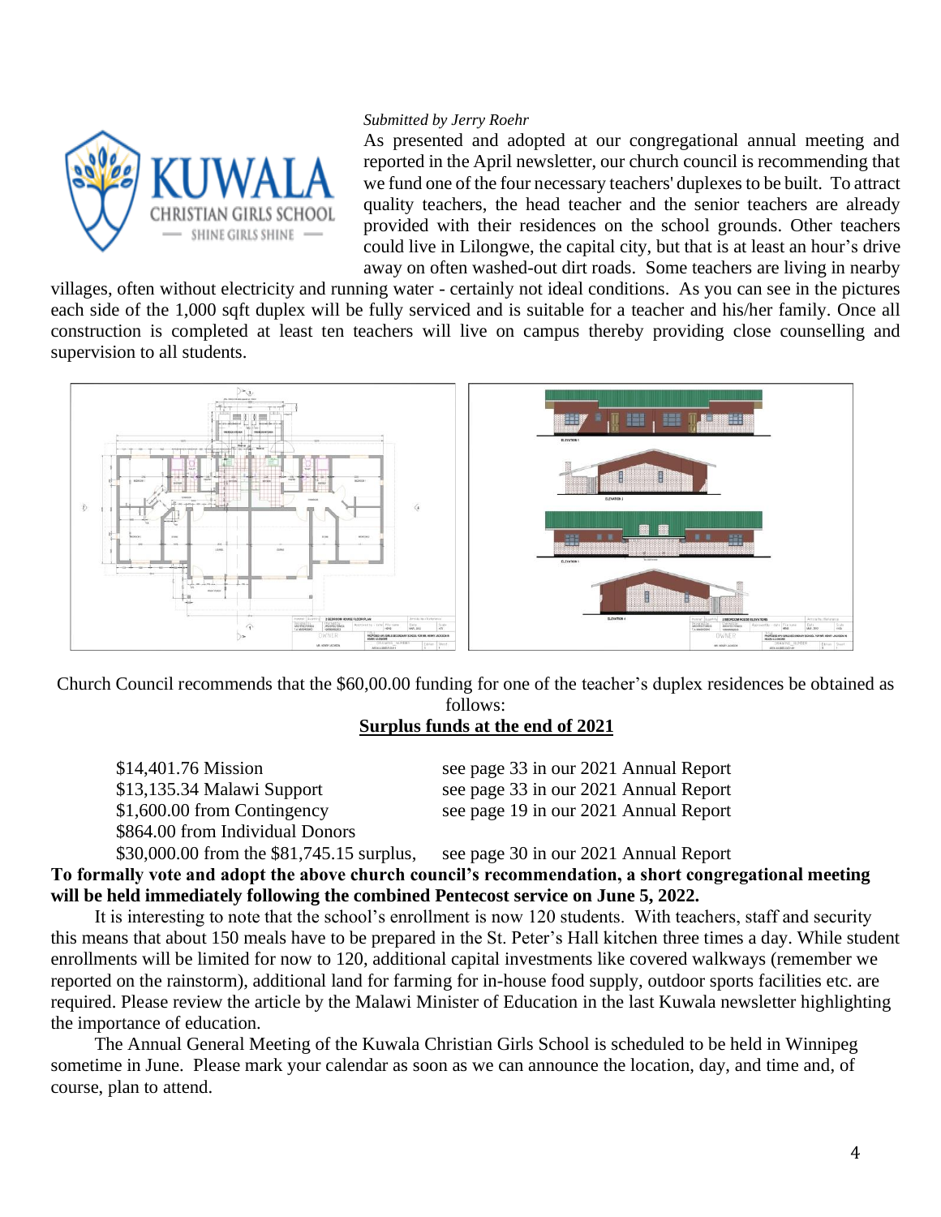*Submitted by Jerry Roehr*

As presented and adopted at our congregational annual meeting and reported in the April newsletter, our church council is recommending that we fund one of the four necessary teachers' duplexes to be built. To attract quality teachers, the head teacher and the senior teachers are already provided with their residences on the school grounds. Other teachers could live in Lilongwe, the capital city, but that is at least an hour's drive away on often washed-out dirt roads. Some teachers are living in nearby villages, often without electricity and running water - certainly not ideal conditions. As you can see in the pictures each side of the 1,000 sqft duplex will be fully serviced and is suitable for a teacher and his/her family. Once all construction is completed at least ten teachers will live on campus thereby providing close counselling and supervision to all students.

Church Council recommends that the $60,00.00 funding for one of the teacher's duplex residences be obtained as follows:

**<u>Surplus funds at the end of 2021</u>**

| | |
|---|---|
| $14,401.76 Mission | see page 33 in our 2021 Annual Report |
| $13,135.34 Malawi Support | see page 33 in our 2021 Annual Report |
| $1,600.00 from Contingency | see page 19 in our 2021 Annual Report |
| $864.00 from Individual Donors | |
| $30,000.00 from the $81,745.15 surplus, | see page 30 in our 2021 Annual Report |

**To formally vote and adopt the above church council's recommendation, a short congregational meeting will be held immediately following the combined Pentecost service on June 5, 2022.**

It is interesting to note that the school's enrollment is now 120 students. With teachers, staff and security this means that about 150 meals have to be prepared in the St. Peter's Hall kitchen three times a day. While student enrollments will be limited for now to 120, additional capital investments like covered walkways (remember we reported on the rainstorm), additional land for farming for in-house food supply, outdoor sports facilities etc. are required. Please review the article by the Malawi Minister of Education in the last Kuwala newsletter highlighting the importance of education.

The Annual General Meeting of the Kuwala Christian Girls School is scheduled to be held in Winnipeg sometime in June. Please mark your calendar as soon as we can announce the location, day, and time and, of course, plan to attend.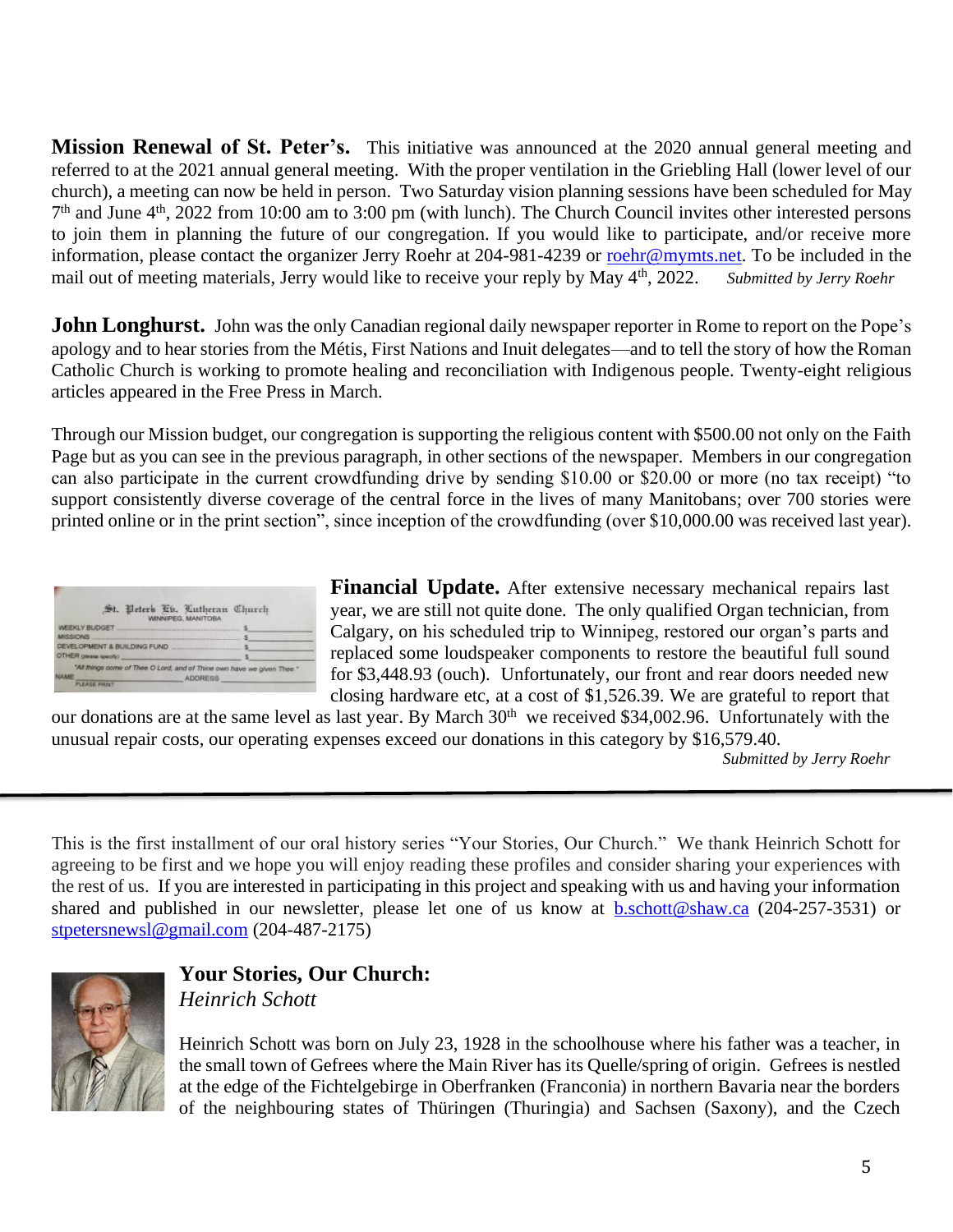**Mission Renewal of St. Peter's.** This initiative was announced at the 2020 annual general meeting and referred to at the 2021 annual general meeting. With the proper ventilation in the Griebling Hall (lower level of our church), a meeting can now be held in person. Two Saturday vision planning sessions have been scheduled for May 7th and June 4th, 2022 from 10:00 am to 3:00 pm (with lunch). The Church Council invites other interested persons to join them in planning the future of our congregation. If you would like to participate, and/or receive more information, please contact the organizer Jerry Roehr at 204-981-4239 or roehr@mymts.net. To be included in the mail out of meeting materials, Jerry would like to receive your reply by May 4th, 2022. *Submitted by Jerry Roehr*

**John Longhurst.** John was the only Canadian regional daily newspaper reporter in Rome to report on the Pope's apology and to hear stories from the Métis, First Nations and Inuit delegates—and to tell the story of how the Roman Catholic Church is working to promote healing and reconciliation with Indigenous people. Twenty-eight religious articles appeared in the Free Press in March.

Through our Mission budget, our congregation is supporting the religious content with $500.00 not only on the Faith Page but as you can see in the previous paragraph, in other sections of the newspaper. Members in our congregation can also participate in the current crowdfunding drive by sending $10.00 or $20.00 or more (no tax receipt) "to support consistently diverse coverage of the central force in the lives of many Manitobans; over 700 stories were printed online or in the print section", since inception of the crowdfunding (over $10,000.00 was received last year).

**Financial Update.** After extensive necessary mechanical repairs last year, we are still not quite done. The only qualified Organ technician, from Calgary, on his scheduled trip to Winnipeg, restored our organ's parts and replaced some loudspeaker components to restore the beautiful full sound for $3,448.93 (ouch). Unfortunately, our front and rear doors needed new closing hardware etc, at a cost of $1,526.39. We are grateful to report that our donations are at the same level as last year. By March 30th we received $34,002.96. Unfortunately with the unusual repair costs, our operating expenses exceed our donations in this category by $16,579.40.

*Submitted by Jerry Roehr*

---

This is the first installment of our oral history series "Your Stories, Our Church." We thank Heinrich Schott for agreeing to be first and we hope you will enjoy reading these profiles and consider sharing your experiences with the rest of us. If you are interested in participating in this project and speaking with us and having your information shared and published in our newsletter, please let one of us know at b.schott@shaw.ca (204-257-3531) or stpetersnewsl@gmail.com (204-487-2175)

## Your Stories, Our Church:

*Heinrich Schott*

Heinrich Schott was born on July 23, 1928 in the schoolhouse where his father was a teacher, in the small town of Gefrees where the Main River has its Quelle/spring of origin. Gefrees is nestled at the edge of the Fichtelgebirge in Oberfranken (Franconia) in northern Bavaria near the borders of the neighbouring states of Thüringen (Thuringia) and Sachsen (Saxony), and the Czech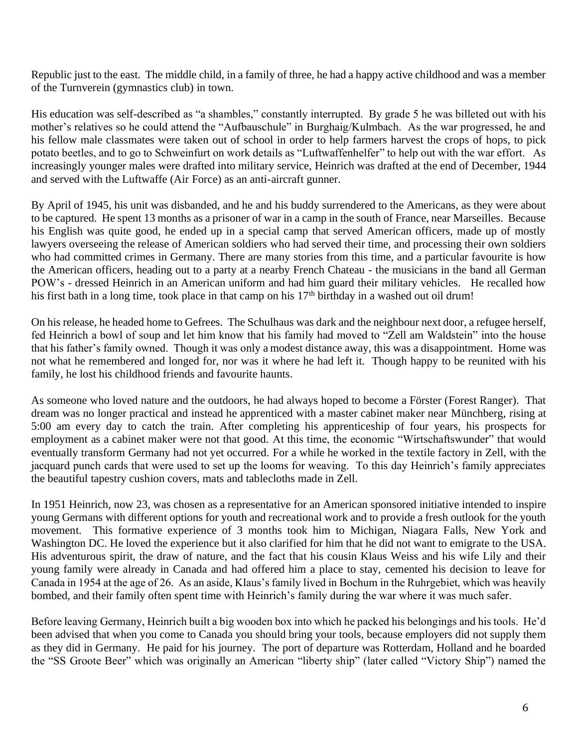Republic just to the east. The middle child, in a family of three, he had a happy active childhood and was a member of the Turnverein (gymnastics club) in town.

His education was self-described as "a shambles," constantly interrupted. By grade 5 he was billeted out with his mother's relatives so he could attend the "Aufbauschule" in Burghaig/Kulmbach. As the war progressed, he and his fellow male classmates were taken out of school in order to help farmers harvest the crops of hops, to pick potato beetles, and to go to Schweinfurt on work details as "Luftwaffenhelfer" to help out with the war effort. As increasingly younger males were drafted into military service, Heinrich was drafted at the end of December, 1944 and served with the Luftwaffe (Air Force) as an anti-aircraft gunner.

By April of 1945, his unit was disbanded, and he and his buddy surrendered to the Americans, as they were about to be captured. He spent 13 months as a prisoner of war in a camp in the south of France, near Marseilles. Because his English was quite good, he ended up in a special camp that served American officers, made up of mostly lawyers overseeing the release of American soldiers who had served their time, and processing their own soldiers who had committed crimes in Germany. There are many stories from this time, and a particular favourite is how the American officers, heading out to a party at a nearby French Chateau - the musicians in the band all German POW's - dressed Heinrich in an American uniform and had him guard their military vehicles. He recalled how his first bath in a long time, took place in that camp on his 17th birthday in a washed out oil drum!

On his release, he headed home to Gefrees. The Schulhaus was dark and the neighbour next door, a refugee herself, fed Heinrich a bowl of soup and let him know that his family had moved to "Zell am Waldstein" into the house that his father's family owned. Though it was only a modest distance away, this was a disappointment. Home was not what he remembered and longed for, nor was it where he had left it. Though happy to be reunited with his family, he lost his childhood friends and favourite haunts.

As someone who loved nature and the outdoors, he had always hoped to become a Förster (Forest Ranger). That dream was no longer practical and instead he apprenticed with a master cabinet maker near Münchberg, rising at 5:00 am every day to catch the train. After completing his apprenticeship of four years, his prospects for employment as a cabinet maker were not that good. At this time, the economic "Wirtschaftswunder" that would eventually transform Germany had not yet occurred. For a while he worked in the textile factory in Zell, with the jacquard punch cards that were used to set up the looms for weaving. To this day Heinrich's family appreciates the beautiful tapestry cushion covers, mats and tablecloths made in Zell.

In 1951 Heinrich, now 23, was chosen as a representative for an American sponsored initiative intended to inspire young Germans with different options for youth and recreational work and to provide a fresh outlook for the youth movement. This formative experience of 3 months took him to Michigan, Niagara Falls, New York and Washington DC. He loved the experience but it also clarified for him that he did not want to emigrate to the USA. His adventurous spirit, the draw of nature, and the fact that his cousin Klaus Weiss and his wife Lily and their young family were already in Canada and had offered him a place to stay, cemented his decision to leave for Canada in 1954 at the age of 26. As an aside, Klaus's family lived in Bochum in the Ruhrgebiet, which was heavily bombed, and their family often spent time with Heinrich's family during the war where it was much safer.

Before leaving Germany, Heinrich built a big wooden box into which he packed his belongings and his tools. He'd been advised that when you come to Canada you should bring your tools, because employers did not supply them as they did in Germany. He paid for his journey. The port of departure was Rotterdam, Holland and he boarded the "SS Groote Beer" which was originally an American "liberty ship" (later called "Victory Ship") named the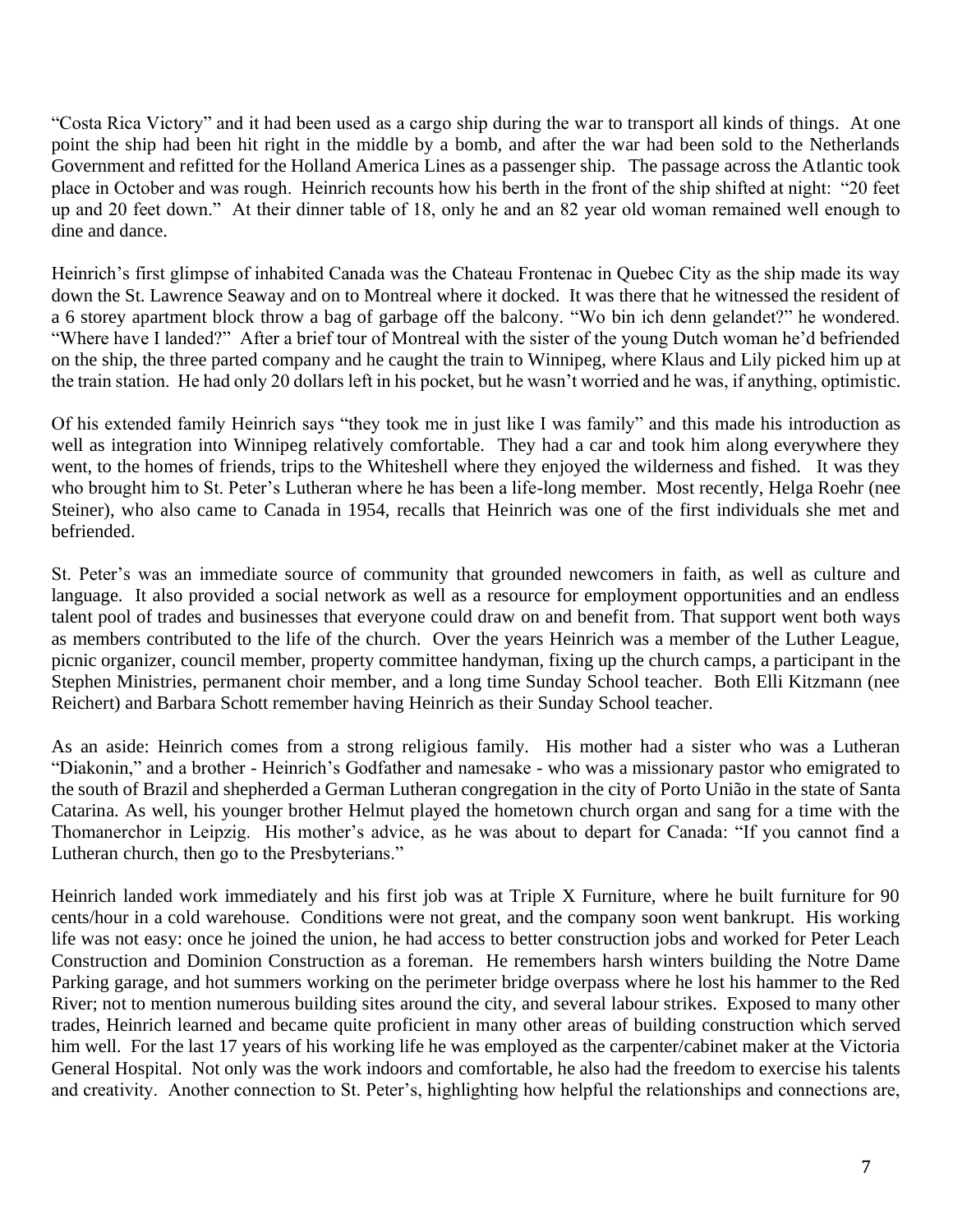"Costa Rica Victory" and it had been used as a cargo ship during the war to transport all kinds of things. At one point the ship had been hit right in the middle by a bomb, and after the war had been sold to the Netherlands Government and refitted for the Holland America Lines as a passenger ship. The passage across the Atlantic took place in October and was rough. Heinrich recounts how his berth in the front of the ship shifted at night: "20 feet up and 20 feet down." At their dinner table of 18, only he and an 82 year old woman remained well enough to dine and dance.

Heinrich's first glimpse of inhabited Canada was the Chateau Frontenac in Quebec City as the ship made its way down the St. Lawrence Seaway and on to Montreal where it docked. It was there that he witnessed the resident of a 6 storey apartment block throw a bag of garbage off the balcony. "Wo bin ich denn gelandet?" he wondered. "Where have I landed?" After a brief tour of Montreal with the sister of the young Dutch woman he'd befriended on the ship, the three parted company and he caught the train to Winnipeg, where Klaus and Lily picked him up at the train station. He had only 20 dollars left in his pocket, but he wasn't worried and he was, if anything, optimistic.

Of his extended family Heinrich says "they took me in just like I was family" and this made his introduction as well as integration into Winnipeg relatively comfortable. They had a car and took him along everywhere they went, to the homes of friends, trips to the Whiteshell where they enjoyed the wilderness and fished. It was they who brought him to St. Peter's Lutheran where he has been a life-long member. Most recently, Helga Roehr (nee Steiner), who also came to Canada in 1954, recalls that Heinrich was one of the first individuals she met and befriended.

St. Peter's was an immediate source of community that grounded newcomers in faith, as well as culture and language. It also provided a social network as well as a resource for employment opportunities and an endless talent pool of trades and businesses that everyone could draw on and benefit from. That support went both ways as members contributed to the life of the church. Over the years Heinrich was a member of the Luther League, picnic organizer, council member, property committee handyman, fixing up the church camps, a participant in the Stephen Ministries, permanent choir member, and a long time Sunday School teacher. Both Elli Kitzmann (nee Reichert) and Barbara Schott remember having Heinrich as their Sunday School teacher.

As an aside: Heinrich comes from a strong religious family. His mother had a sister who was a Lutheran "Diakonin," and a brother - Heinrich's Godfather and namesake - who was a missionary pastor who emigrated to the south of Brazil and shepherded a German Lutheran congregation in the city of Porto União in the state of Santa Catarina. As well, his younger brother Helmut played the hometown church organ and sang for a time with the Thomanerchor in Leipzig. His mother's advice, as he was about to depart for Canada: "If you cannot find a Lutheran church, then go to the Presbyterians."

Heinrich landed work immediately and his first job was at Triple X Furniture, where he built furniture for 90 cents/hour in a cold warehouse. Conditions were not great, and the company soon went bankrupt. His working life was not easy: once he joined the union, he had access to better construction jobs and worked for Peter Leach Construction and Dominion Construction as a foreman. He remembers harsh winters building the Notre Dame Parking garage, and hot summers working on the perimeter bridge overpass where he lost his hammer to the Red River; not to mention numerous building sites around the city, and several labour strikes. Exposed to many other trades, Heinrich learned and became quite proficient in many other areas of building construction which served him well. For the last 17 years of his working life he was employed as the carpenter/cabinet maker at the Victoria General Hospital. Not only was the work indoors and comfortable, he also had the freedom to exercise his talents and creativity. Another connection to St. Peter's, highlighting how helpful the relationships and connections are,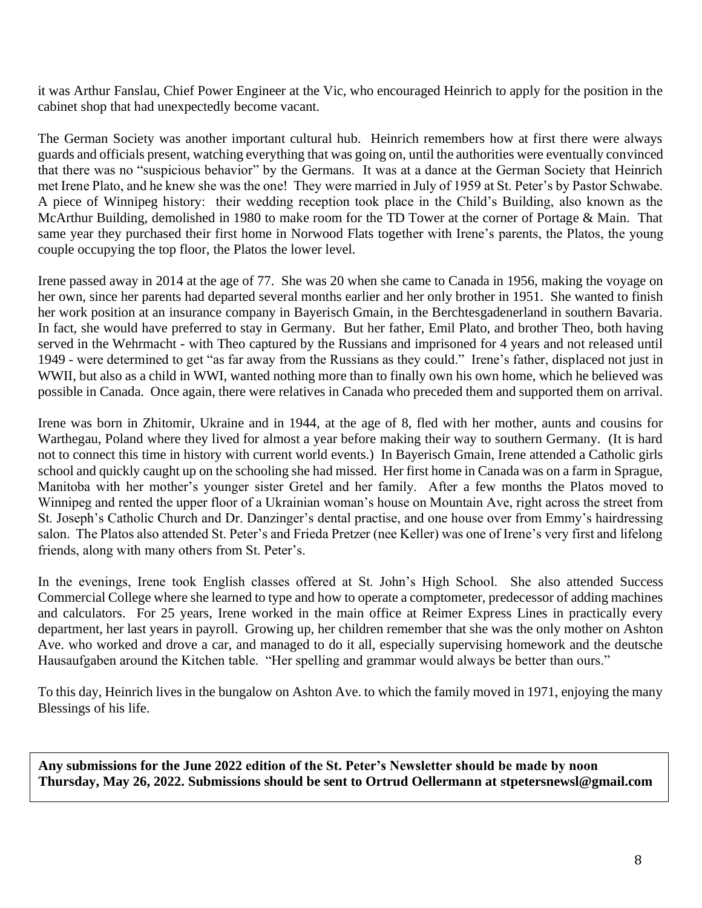it was Arthur Fanslau, Chief Power Engineer at the Vic, who encouraged Heinrich to apply for the position in the cabinet shop that had unexpectedly become vacant.

The German Society was another important cultural hub. Heinrich remembers how at first there were always guards and officials present, watching everything that was going on, until the authorities were eventually convinced that there was no "suspicious behavior" by the Germans. It was at a dance at the German Society that Heinrich met Irene Plato, and he knew she was the one! They were married in July of 1959 at St. Peter's by Pastor Schwabe. A piece of Winnipeg history: their wedding reception took place in the Child's Building, also known as the McArthur Building, demolished in 1980 to make room for the TD Tower at the corner of Portage & Main. That same year they purchased their first home in Norwood Flats together with Irene's parents, the Platos, the young couple occupying the top floor, the Platos the lower level.

Irene passed away in 2014 at the age of 77. She was 20 when she came to Canada in 1956, making the voyage on her own, since her parents had departed several months earlier and her only brother in 1951. She wanted to finish her work position at an insurance company in Bayerisch Gmain, in the Berchtesgadenerland in southern Bavaria. In fact, she would have preferred to stay in Germany. But her father, Emil Plato, and brother Theo, both having served in the Wehrmacht - with Theo captured by the Russians and imprisoned for 4 years and not released until 1949 - were determined to get "as far away from the Russians as they could." Irene's father, displaced not just in WWII, but also as a child in WWI, wanted nothing more than to finally own his own home, which he believed was possible in Canada. Once again, there were relatives in Canada who preceded them and supported them on arrival.

Irene was born in Zhitomir, Ukraine and in 1944, at the age of 8, fled with her mother, aunts and cousins for Warthegau, Poland where they lived for almost a year before making their way to southern Germany. (It is hard not to connect this time in history with current world events.) In Bayerisch Gmain, Irene attended a Catholic girls school and quickly caught up on the schooling she had missed. Her first home in Canada was on a farm in Sprague, Manitoba with her mother's younger sister Gretel and her family. After a few months the Platos moved to Winnipeg and rented the upper floor of a Ukrainian woman's house on Mountain Ave, right across the street from St. Joseph's Catholic Church and Dr. Danzinger's dental practise, and one house over from Emmy's hairdressing salon. The Platos also attended St. Peter's and Frieda Pretzer (nee Keller) was one of Irene's very first and lifelong friends, along with many others from St. Peter's.

In the evenings, Irene took English classes offered at St. John's High School. She also attended Success Commercial College where she learned to type and how to operate a comptometer, predecessor of adding machines and calculators. For 25 years, Irene worked in the main office at Reimer Express Lines in practically every department, her last years in payroll. Growing up, her children remember that she was the only mother on Ashton Ave. who worked and drove a car, and managed to do it all, especially supervising homework and the deutsche Hausaufgaben around the Kitchen table. "Her spelling and grammar would always be better than ours."

To this day, Heinrich lives in the bungalow on Ashton Ave. to which the family moved in 1971, enjoying the many Blessings of his life.

**Any submissions for the June 2022 edition of the St. Peter's Newsletter should be made by noon Thursday, May 26, 2022. Submissions should be sent to Ortrud Oellermann at stpetersnewsl@gmail.com**